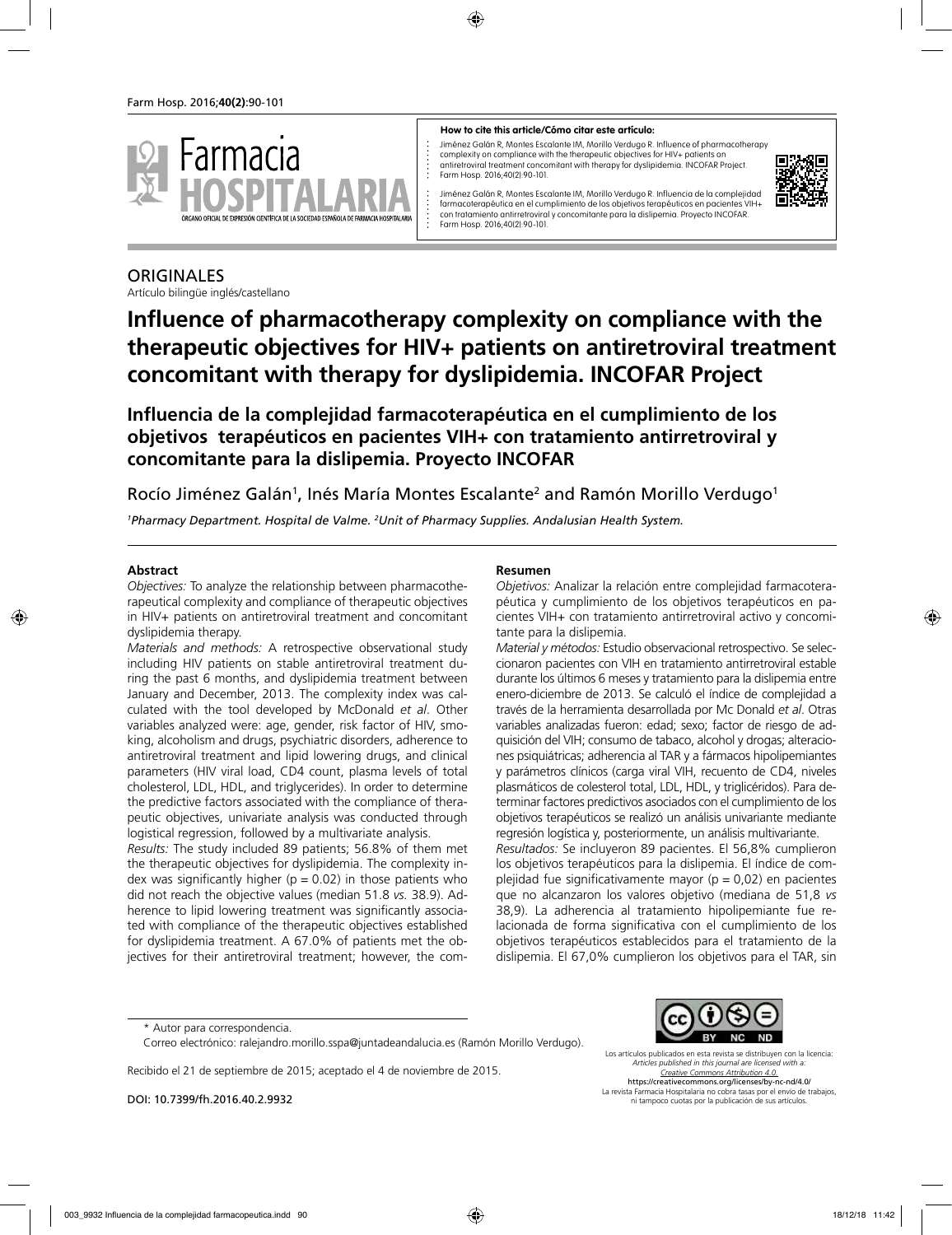**How to cite this article/Cómo citar este artículo:**

Jiménez Galán R, Montes Escalante IM, Morillo Verdugo R. Influence of pharmacotherapy complexity on compliance with the therapeutic objectives for HIV+ patients on antiretroviral treatment concomitant with therapy for dyslipidemia. INCOFAR Project. Farm Hosp. 2016;40(2):90-101.

Jiménez Galán R, Montes Escalante IM, Morillo Verdugo R. Influencia de la complejidad farmacoterapéutica en el cumplimiento de los objetivos terapéuticos en pacientes VIH+ con tratamiento antirretroviral y concomitante para la dislipemia. Proyecto INCOFAR. Farm Hosp. 2016;40(2):90-101.

ORIGINALES

Artículo bilingüe inglés/castellano

# Influence of pharmacotherapy complexity on compliance with the therapeutic objectives for HIV+ patients on antiretroviral treatment concomitant with therapy for dyslipidemia. INCOFAR Project

## Influencia de la complejidad farmacoterapéutica en el cumplimiento de los objetivos terapéuticos en pacientes VIH+ con tratamiento antirretroviral y concomitante para la dislipemia. Proyecto INCOFAR

Rocío Jiménez Galán[1], Inés María Montes Escalante[2] and Ramón Morillo Verdugo[1]

[1]*Pharmacy Department. Hospital de Valme.* [2]*Unit of Pharmacy Supplies. Andalusian Health System.*

### Abstract

*Objectives:* To analyze the relationship between pharmacotherapeutical complexity and compliance of therapeutic objectives in HIV+ patients on antiretroviral treatment and concomitant dyslipidemia therapy.

*Materials and methods:* A retrospective observational study including HIV patients on stable antiretroviral treatment during the past 6 months, and dyslipidemia treatment between January and December, 2013. The complexity index was calculated with the tool developed by McDonald *et al*. Other variables analyzed were: age, gender, risk factor of HIV, smoking, alcoholism and drugs, psychiatric disorders, adherence to antiretroviral treatment and lipid lowering drugs, and clinical parameters (HIV viral load, CD4 count, plasma levels of total cholesterol, LDL, HDL, and triglycerides). In order to determine the predictive factors associated with the compliance of therapeutic objectives, univariate analysis was conducted through logistical regression, followed by a multivariate analysis.

*Results:* The study included 89 patients; 56.8% of them met the therapeutic objectives for dyslipidemia. The complexity index was significantly higher ($p = 0.02$) in those patients who did not reach the objective values (median 51.8 *vs.* 38.9). Adherence to lipid lowering treatment was significantly associated with compliance of the therapeutic objectives established for dyslipidemia treatment. A 67.0% of patients met the objectives for their antiretroviral treatment; however, the com-

### Resumen

*Objetivos:* Analizar la relación entre complejidad farmacoterapéutica y cumplimiento de los objetivos terapéuticos en pacientes VIH+ con tratamiento antirretroviral activo y concomitante para la dislipemia.

*Material y métodos:* Estudio observacional retrospectivo. Se seleccionaron pacientes con VIH en tratamiento antirretroviral estable durante los últimos 6 meses y tratamiento para la dislipemia entre enero-diciembre de 2013. Se calculó el índice de complejidad a través de la herramienta desarrollada por Mc Donald *et al*. Otras variables analizadas fueron: edad; sexo; factor de riesgo de adquisición del VIH; consumo de tabaco, alcohol y drogas; alteraciones psiquiátricas; adherencia al TAR y a fármacos hipolipemiantes y parámetros clínicos (carga viral VIH, recuento de CD4, niveles plasmáticos de colesterol total, LDL, HDL, y triglicéridos). Para determinar factores predictivos asociados con el cumplimiento de los objetivos terapéuticos se realizó un análisis univariante mediante regresión logística y, posteriormente, un análisis multivariante.

*Resultados:* Se incluyeron 89 pacientes. El 56,8% cumplieron los objetivos terapéuticos para la dislipemia. El índice de complejidad fue significativamente mayor ($p = 0,02$) en pacientes que no alcanzaron los valores objetivo (mediana de 51,8 *vs* 38,9). La adherencia al tratamiento hipolipemiante fue relacionada de forma significativa con el cumplimiento de los objetivos terapéuticos establecidos para el tratamiento de la dislipemia. El 67,0% cumplieron los objetivos para el TAR, sin

\* Autor para correspondencia.

Correo electrónico: ralejandro.morillo.sspa@juntadeandalucia.es (Ramón Morillo Verdugo).

Recibido el 21 de septiembre de 2015; aceptado el 4 de noviembre de 2015.

DOI: 10.7399/fh.2016.40.2.9932

Los artículos publicados en esta revista se distribuyen con la licencia: *Articles published in this journal are licensed with a: Creative Commons Attribution 4.0.* https://creativecommons.org/licenses/by-nc-nd/4.0/ La revista Farmacia Hospitalaria no cobra tasas por el envío de trabajos, ni tampoco cuotas por la publicación de sus artículos.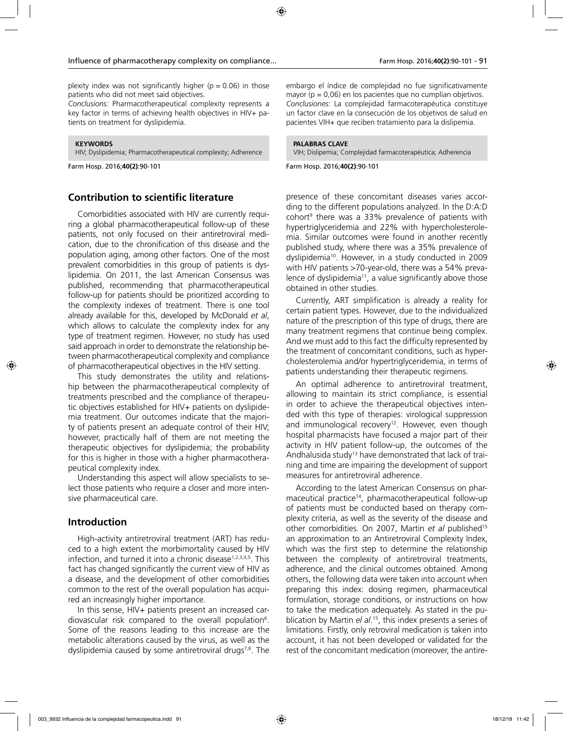plexity index was not significantly higher (p = 0.06) in those patients who did not meet said objectives.

*Conclusions:* Pharmacotherapeutical complexity represents a key factor in terms of achieving health objectives in HIV+ patients on treatment for dyslipidemia.

**KEYWORDS**
HIV; Dyslipidemia; Pharmacotherapeutical complexity; Adherence

Farm Hosp. 2016;**40(2)**:90-101

embargo el índice de complejidad no fue significativamente mayor (p = 0,06) en los pacientes que no cumplían objetivos.

*Conclusiones:* La complejidad farmacoterapéutica constituye un factor clave en la consecución de los objetivos de salud en pacientes VIH+ que reciben tratamiento para la dislipemia.

**PALABRAS CLAVE**
VIH; Dislipemia; Complejidad farmacoterapéutica; Adherencia

Farm Hosp. 2016;**40(2)**:90-101

## Contribution to scientific literature

Comorbidities associated with HIV are currently requiring a global pharmacotherapeutical follow-up of these patients, not only focused on their antiretroviral medication, due to the chronification of this disease and the population aging, among other factors. One of the most prevalent comorbidities in this group of patients is dyslipidemia. On 2011, the last American Consensus was published, recommending that pharmacotherapeutical follow-up for patients should be prioritized according to the complexity indexes of treatment. There is one tool already available for this, developed by McDonald *et al*, which allows to calculate the complexity index for any type of treatment regimen. However, no study has used said approach in order to demonstrate the relationship between pharmacotherapeutical complexity and compliance of pharmacotherapeutical objectives in the HIV setting.

This study demonstrates the utility and relationship between the pharmacotherapeutical complexity of treatments prescribed and the compliance of therapeutic objectives established for HIV+ patients on dyslipidemia treatment. Our outcomes indicate that the majority of patients present an adequate control of their HIV; however, practically half of them are not meeting the therapeutic objectives for dyslipidemia; the probability for this is higher in those with a higher pharmacotherapeutical complexity index.

Understanding this aspect will allow specialists to select those patients who require a closer and more intensive pharmaceutical care.

## Introduction

High-activity antiretroviral treatment (ART) has reduced to a high extent the morbimortality caused by HIV infection, and turned it into a chronic disease[1,2,3,4,5]. This fact has changed significantly the current view of HIV as a disease, and the development of other comorbidities common to the rest of the overall population has acquired an increasingly higher importance.

In this sense, HIV+ patients present an increased cardiovascular risk compared to the overall population[6]. Some of the reasons leading to this increase are the metabolic alterations caused by the virus, as well as the dyslipidemia caused by some antiretroviral drugs[7,8]. The presence of these concomitant diseases varies according to the different populations analyzed. In the D:A:D cohort[9] there was a 33% prevalence of patients with hypertriglyceridemia and 22% with hypercholesterolemia. Similar outcomes were found in another recently published study, where there was a 35% prevalence of dyslipidemia[10]. However, in a study conducted in 2009 with HIV patients >70-year-old, there was a 54% prevalence of dyslipidemia[11], a value significantly above those obtained in other studies.

Currently, ART simplification is already a reality for certain patient types. However, due to the individualized nature of the prescription of this type of drugs, there are many treatment regimens that continue being complex. And we must add to this fact the difficulty represented by the treatment of concomitant conditions, such as hypercholesterolemia and/or hypertriglyceridemia, in terms of patients understanding their therapeutic regimens.

An optimal adherence to antiretroviral treatment, allowing to maintain its strict compliance, is essential in order to achieve the therapeutical objectives intended with this type of therapies: virological suppression and immunological recovery[12]. However, even though hospital pharmacists have focused a major part of their activity in HIV patient follow-up, the outcomes of the Andhalusida study[13] have demonstrated that lack of training and time are impairing the development of support measures for antiretroviral adherence.

According to the latest American Consensus on pharmaceutical practice[14], pharmacotherapeutical follow-up of patients must be conducted based on therapy complexity criteria, as well as the severity of the disease and other comorbidities. On 2007, Martin *et al* published[15] an approximation to an Antiretroviral Complexity Index, which was the first step to determine the relationship between the complexity of antiretroviral treatments, adherence, and the clinical outcomes obtained. Among others, the following data were taken into account when preparing this index: dosing regimen, pharmaceutical formulation, storage conditions, or instructions on how to take the medication adequately. As stated in the publication by Martin *el al*.[15], this index presents a series of limitations. Firstly, only retroviral medication is taken into account, it has not been developed or validated for the rest of the concomitant medication (moreover, the antire-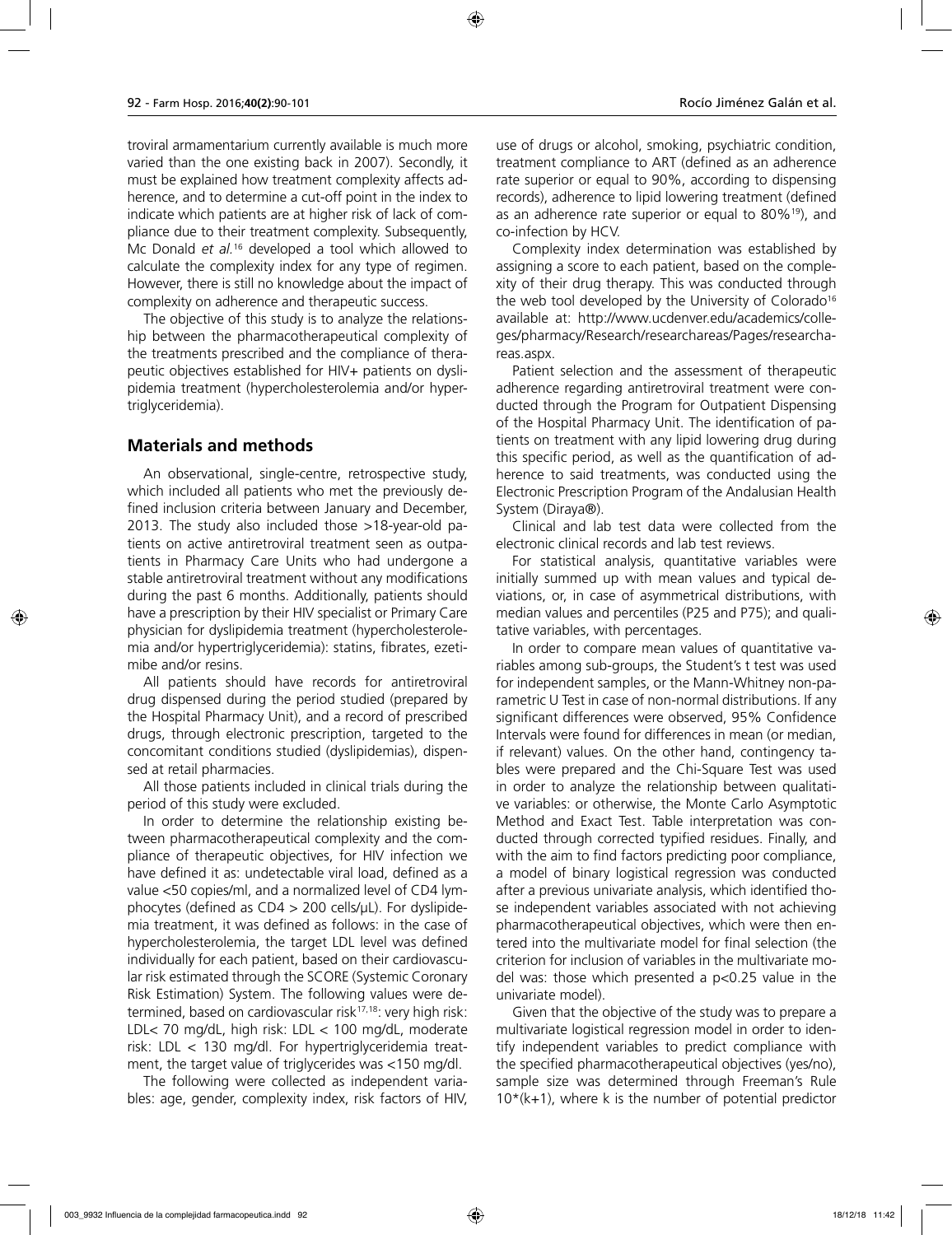troviral armamentarium currently available is much more varied than the one existing back in 2007). Secondly, it must be explained how treatment complexity affects adherence, and to determine a cut-off point in the index to indicate which patients are at higher risk of lack of compliance due to their treatment complexity. Subsequently, Mc Donald *et al.*[16] developed a tool which allowed to calculate the complexity index for any type of regimen. However, there is still no knowledge about the impact of complexity on adherence and therapeutic success.

The objective of this study is to analyze the relationship between the pharmacotherapeutical complexity of the treatments prescribed and the compliance of therapeutic objectives established for HIV+ patients on dyslipidemia treatment (hypercholesterolemia and/or hypertriglyceridemia).

## Materials and methods

An observational, single-centre, retrospective study, which included all patients who met the previously defined inclusion criteria between January and December, 2013. The study also included those >18-year-old patients on active antiretroviral treatment seen as outpatients in Pharmacy Care Units who had undergone a stable antiretroviral treatment without any modifications during the past 6 months. Additionally, patients should have a prescription by their HIV specialist or Primary Care physician for dyslipidemia treatment (hypercholesterolemia and/or hypertriglyceridemia): statins, fibrates, ezetimibe and/or resins.

All patients should have records for antiretroviral drug dispensed during the period studied (prepared by the Hospital Pharmacy Unit), and a record of prescribed drugs, through electronic prescription, targeted to the concomitant conditions studied (dyslipidemias), dispensed at retail pharmacies.

All those patients included in clinical trials during the period of this study were excluded.

In order to determine the relationship existing between pharmacotherapeutical complexity and the compliance of therapeutic objectives, for HIV infection we have defined it as: undetectable viral load, defined as a value <50 copies/ml, and a normalized level of CD4 lymphocytes (defined as CD4 > 200 cells/μL). For dyslipidemia treatment, it was defined as follows: in the case of hypercholesterolemia, the target LDL level was defined individually for each patient, based on their cardiovascular risk estimated through the SCORE (Systemic Coronary Risk Estimation) System. The following values were determined, based on cardiovascular risk[17,18]: very high risk: LDL< 70 mg/dL, high risk: LDL < 100 mg/dL, moderate risk: LDL < 130 mg/dl. For hypertriglyceridemia treatment, the target value of triglycerides was <150 mg/dl.

The following were collected as independent variables: age, gender, complexity index, risk factors of HIV, use of drugs or alcohol, smoking, psychiatric condition, treatment compliance to ART (defined as an adherence rate superior or equal to 90%, according to dispensing records), adherence to lipid lowering treatment (defined as an adherence rate superior or equal to 80%[19]), and co-infection by HCV.

Complexity index determination was established by assigning a score to each patient, based on the complexity of their drug therapy. This was conducted through the web tool developed by the University of Colorado[16] available at: http://www.ucdenver.edu/academics/colleges/pharmacy/Research/researchareas/Pages/researchareas.aspx.

Patient selection and the assessment of therapeutic adherence regarding antiretroviral treatment were conducted through the Program for Outpatient Dispensing of the Hospital Pharmacy Unit. The identification of patients on treatment with any lipid lowering drug during this specific period, as well as the quantification of adherence to said treatments, was conducted using the Electronic Prescription Program of the Andalusian Health System (Diraya®).

Clinical and lab test data were collected from the electronic clinical records and lab test reviews.

For statistical analysis, quantitative variables were initially summed up with mean values and typical deviations, or, in case of asymmetrical distributions, with median values and percentiles (P25 and P75); and qualitative variables, with percentages.

In order to compare mean values of quantitative variables among sub-groups, the Student's t test was used for independent samples, or the Mann-Whitney non-parametric U Test in case of non-normal distributions. If any significant differences were observed, 95% Confidence Intervals were found for differences in mean (or median, if relevant) values. On the other hand, contingency tables were prepared and the Chi-Square Test was used in order to analyze the relationship between qualitative variables: or otherwise, the Monte Carlo Asymptotic Method and Exact Test. Table interpretation was conducted through corrected typified residues. Finally, and with the aim to find factors predicting poor compliance, a model of binary logistical regression was conducted after a previous univariate analysis, which identified those independent variables associated with not achieving pharmacotherapeutical objectives, which were then entered into the multivariate model for final selection (the criterion for inclusion of variables in the multivariate model was: those which presented a $p<0.25$ value in the univariate model).

Given that the objective of the study was to prepare a multivariate logistical regression model in order to identify independent variables to predict compliance with the specified pharmacotherapeutical objectives (yes/no), sample size was determined through Freeman's Rule $10*(k+1)$, where k is the number of potential predictor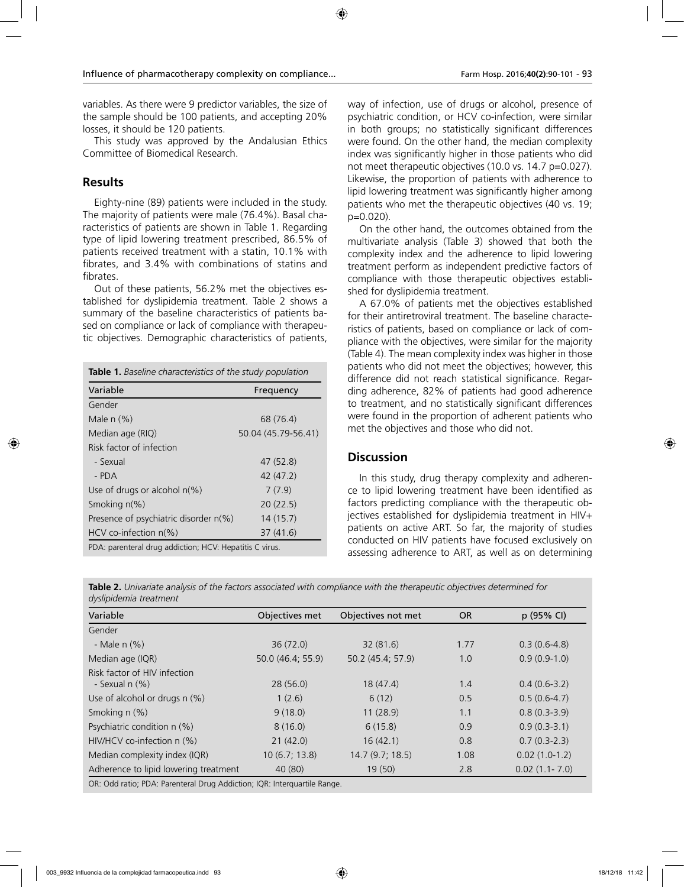variables. As there were 9 predictor variables, the size of the sample should be 100 patients, and accepting 20% losses, it should be 120 patients.

This study was approved by the Andalusian Ethics Committee of Biomedical Research.

## Results

Eighty-nine (89) patients were included in the study. The majority of patients were male (76.4%). Basal characteristics of patients are shown in Table 1. Regarding type of lipid lowering treatment prescribed, 86.5% of patients received treatment with a statin, 10.1% with fibrates, and 3.4% with combinations of statins and fibrates.

Out of these patients, 56.2% met the objectives established for dyslipidemia treatment. Table 2 shows a summary of the baseline characteristics of patients based on compliance or lack of compliance with therapeutic objectives. Demographic characteristics of patients, way of infection, use of drugs or alcohol, presence of psychiatric condition, or HCV co-infection, were similar in both groups; no statistically significant differences were found. On the other hand, the median complexity index was significantly higher in those patients who did not meet therapeutic objectives (10.0 vs. 14.7 p=0.027). Likewise, the proportion of patients with adherence to lipid lowering treatment was significantly higher among patients who met the therapeutic objectives (40 vs. 19; p=0.020).

On the other hand, the outcomes obtained from the multivariate analysis (Table 3) showed that both the complexity index and the adherence to lipid lowering treatment perform as independent predictive factors of compliance with those therapeutic objectives established for dyslipidemia treatment.

A 67.0% of patients met the objectives established for their antiretroviral treatment. The baseline characteristics of patients, based on compliance or lack of compliance with the objectives, were similar for the majority (Table 4). The mean complexity index was higher in those patients who did not meet the objectives; however, this difference did not reach statistical significance. Regarding adherence, 82% of patients had good adherence to treatment, and no statistically significant differences were found in the proportion of adherent patients who met the objectives and those who did not.

**Table 1.** *Baseline characteristics of the study population*

| Variable | Frequency |
|---|---|
| Gender | |
| Male n (%) | 68 (76.4) |
| Median age (RIQ) | 50.04 (45.79-56.41) |
| Risk factor of infection | |
| - Sexual | 47 (52.8) |
| - PDA | 42 (47.2) |
| Use of drugs or alcohol n(%) | 7 (7.9) |
| Smoking n(%) | 20 (22.5) |
| Presence of psychiatric disorder n(%) | 14 (15.7) |
| HCV co-infection n(%) | 37 (41.6) |

PDA: parenteral drug addiction; HCV: Hepatitis C virus.

## Discussion

In this study, drug therapy complexity and adherence to lipid lowering treatment have been identified as factors predicting compliance with the therapeutic objectives established for dyslipidemia treatment in HIV+ patients on active ART. So far, the majority of studies conducted on HIV patients have focused exclusively on assessing adherence to ART, as well as on determining

**Table 2.** *Univariate analysis of the factors associated with compliance with the therapeutic objectives determined for dyslipidemia treatment*

| Variable | Objectives met | Objectives not met | OR | p (95% CI) |
|---|---|---|---|---|
| Gender | | | | |
| - Male n (%) | 36 (72.0) | 32 (81.6) | 1.77 | 0.3 (0.6-4.8) |
| Median age (IQR) | 50.0 (46.4; 55.9) | 50.2 (45.4; 57.9) | 1.0 | 0.9 (0.9-1.0) |
| Risk factor of HIV infection - Sexual n (%) | 28 (56.0) | 18 (47.4) | 1.4 | 0.4 (0.6-3.2) |
| Use of alcohol or drugs n (%) | 1 (2.6) | 6 (12) | 0.5 | 0.5 (0.6-4.7) |
| Smoking n (%) | 9 (18.0) | 11 (28.9) | 1.1 | 0.8 (0.3-3.9) |
| Psychiatric condition n (%) | 8 (16.0) | 6 (15.8) | 0.9 | 0.9 (0.3-3.1) |
| HIV/HCV co-infection n (%) | 21 (42.0) | 16 (42.1) | 0.8 | 0.7 (0.3-2.3) |
| Median complexity index (IQR) | 10 (6.7; 13.8) | 14.7 (9.7; 18.5) | 1.08 | 0.02 (1.0-1.2) |
| Adherence to lipid lowering treatment | 40 (80) | 19 (50) | 2.8 | 0.02 (1.1- 7.0) |

OR: Odd ratio; PDA: Parenteral Drug Addiction; IQR: Interquartile Range.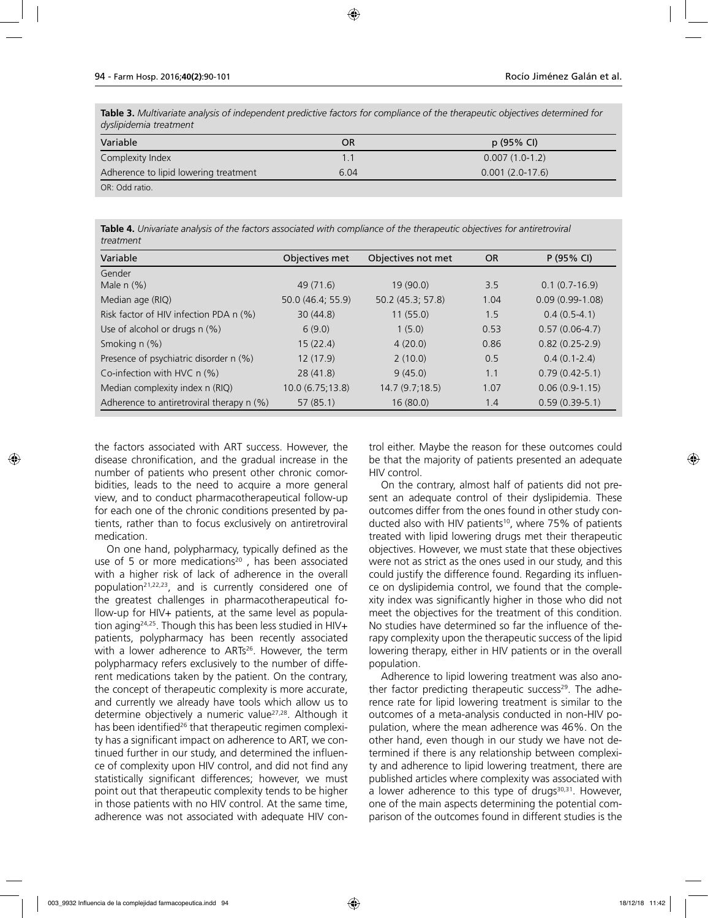**Table 3.** *Multivariate analysis of independent predictive factors for compliance of the therapeutic objectives determined for dyslipidemia treatment*

| Variable | OR | p (95% CI) |
|---|---|---|
| Complexity Index | 1.1 | 0.007 (1.0-1.2) |
| Adherence to lipid lowering treatment | 6.04 | 0.001 (2.0-17.6) |

OR: Odd ratio.

**Table 4.** *Univariate analysis of the factors associated with compliance of the therapeutic objectives for antiretroviral treatment*

| Variable | Objectives met | Objectives not met | OR | P (95% CI) |
|---|---|---|---|---|
| Gender | | | | |
| Male n (%) | 49 (71.6) | 19 (90.0) | 3.5 | 0.1 (0.7-16.9) |
| Median age (RIQ) | 50.0 (46.4; 55.9) | 50.2 (45.3; 57.8) | 1.04 | 0.09 (0.99-1.08) |
| Risk factor of HIV infection PDA n (%) | 30 (44.8) | 11 (55.0) | 1.5 | 0.4 (0.5-4.1) |
| Use of alcohol or drugs n (%) | 6 (9.0) | 1 (5.0) | 0.53 | 0.57 (0.06-4.7) |
| Smoking n (%) | 15 (22.4) | 4 (20.0) | 0.86 | 0.82 (0.25-2.9) |
| Presence of psychiatric disorder n (%) | 12 (17.9) | 2 (10.0) | 0.5 | 0.4 (0.1-2.4) |
| Co-infection with HVC n (%) | 28 (41.8) | 9 (45.0) | 1.1 | 0.79 (0.42-5.1) |
| Median complexity index n (RIQ) | 10.0 (6.75;13.8) | 14.7 (9.7;18.5) | 1.07 | 0.06 (0.9-1.15) |
| Adherence to antiretroviral therapy n (%) | 57 (85.1) | 16 (80.0) | 1.4 | 0.59 (0.39-5.1) |

the factors associated with ART success. However, the disease chronification, and the gradual increase in the number of patients who present other chronic comorbidities, leads to the need to acquire a more general view, and to conduct pharmacotherapeutical follow-up for each one of the chronic conditions presented by patients, rather than to focus exclusively on antiretroviral medication.

On one hand, polypharmacy, typically defined as the use of 5 or more medications[20] , has been associated with a higher risk of lack of adherence in the overall population[21,22,23], and is currently considered one of the greatest challenges in pharmacotherapeutical follow-up for HIV+ patients, at the same level as population aging[24,25]. Though this has been less studied in HIV+ patients, polypharmacy has been recently associated with a lower adherence to ARTs[26]. However, the term polypharmacy refers exclusively to the number of different medications taken by the patient. On the contrary, the concept of therapeutic complexity is more accurate, and currently we already have tools which allow us to determine objectively a numeric value[27,28]. Although it has been identified[26] that therapeutic regimen complexity has a significant impact on adherence to ART, we continued further in our study, and determined the influence of complexity upon HIV control, and did not find any statistically significant differences; however, we must point out that therapeutic complexity tends to be higher in those patients with no HIV control. At the same time, adherence was not associated with adequate HIV control either. Maybe the reason for these outcomes could be that the majority of patients presented an adequate HIV control.

On the contrary, almost half of patients did not present an adequate control of their dyslipidemia. These outcomes differ from the ones found in other study conducted also with HIV patients[10], where 75% of patients treated with lipid lowering drugs met their therapeutic objectives. However, we must state that these objectives were not as strict as the ones used in our study, and this could justify the difference found. Regarding its influence on dyslipidemia control, we found that the complexity index was significantly higher in those who did not meet the objectives for the treatment of this condition. No studies have determined so far the influence of therapy complexity upon the therapeutic success of the lipid lowering therapy, either in HIV patients or in the overall population.

Adherence to lipid lowering treatment was also another factor predicting therapeutic success[29]. The adherence rate for lipid lowering treatment is similar to the outcomes of a meta-analysis conducted in non-HIV population, where the mean adherence was 46%. On the other hand, even though in our study we have not determined if there is any relationship between complexity and adherence to lipid lowering treatment, there are published articles where complexity was associated with a lower adherence to this type of drugs[30,31]. However, one of the main aspects determining the potential comparison of the outcomes found in different studies is the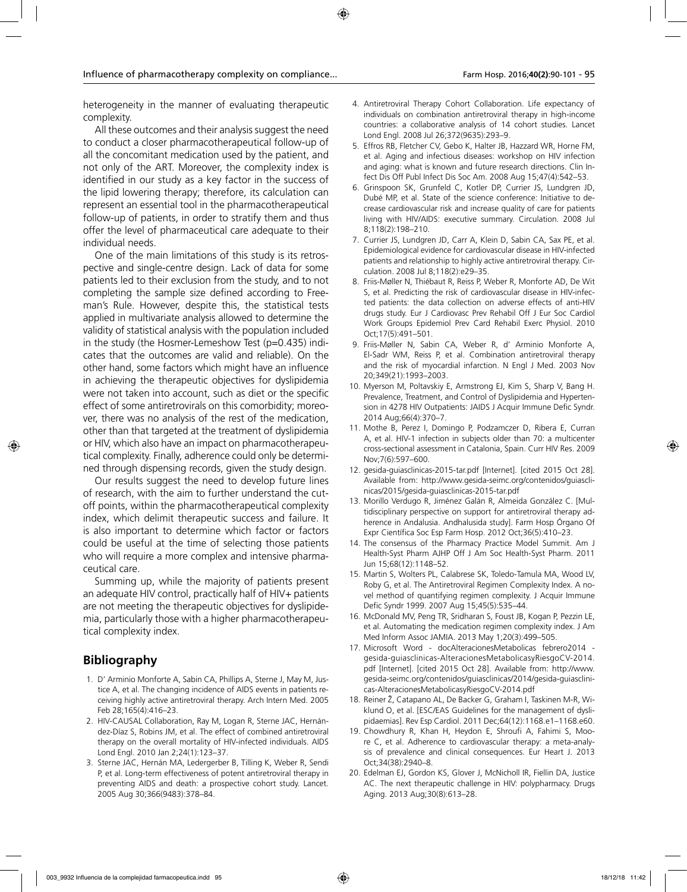heterogeneity in the manner of evaluating therapeutic complexity.

All these outcomes and their analysis suggest the need to conduct a closer pharmacotherapeutical follow-up of all the concomitant medication used by the patient, and not only of the ART. Moreover, the complexity index is identified in our study as a key factor in the success of the lipid lowering therapy; therefore, its calculation can represent an essential tool in the pharmacotherapeutical follow-up of patients, in order to stratify them and thus offer the level of pharmaceutical care adequate to their individual needs.

One of the main limitations of this study is its retrospective and single-centre design. Lack of data for some patients led to their exclusion from the study, and to not completing the sample size defined according to Freeman's Rule. However, despite this, the statistical tests applied in multivariate analysis allowed to determine the validity of statistical analysis with the population included in the study (the Hosmer-Lemeshow Test (p=0.435) indicates that the outcomes are valid and reliable). On the other hand, some factors which might have an influence in achieving the therapeutic objectives for dyslipidemia were not taken into account, such as diet or the specific effect of some antiretrovirals on this comorbidity; moreover, there was no analysis of the rest of the medication, other than that targeted at the treatment of dyslipidemia or HIV, which also have an impact on pharmacotherapeutical complexity. Finally, adherence could only be determined through dispensing records, given the study design.

Our results suggest the need to develop future lines of research, with the aim to further understand the cut-off points, within the pharmacotherapeutical complexity index, which delimit therapeutic success and failure. It is also important to determine which factor or factors could be useful at the time of selecting those patients who will require a more complex and intensive pharmaceutical care.

Summing up, while the majority of patients present an adequate HIV control, practically half of HIV+ patients are not meeting the therapeutic objectives for dyslipidemia, particularly those with a higher pharmacotherapeutical complexity index.

## Bibliography

1. D' Arminio Monforte A, Sabin CA, Phillips A, Sterne J, May M, Justice A, et al. The changing incidence of AIDS events in patients receiving highly active antiretroviral therapy. Arch Intern Med. 2005 Feb 28;165(4):416–23.
2. HIV-CAUSAL Collaboration, Ray M, Logan R, Sterne JAC, Hernández-Díaz S, Robins JM, et al. The effect of combined antiretroviral therapy on the overall mortality of HIV-infected individuals. AIDS Lond Engl. 2010 Jan 2;24(1):123–37.
3. Sterne JAC, Hernán MA, Ledergerber B, Tilling K, Weber R, Sendi P, et al. Long-term effectiveness of potent antiretroviral therapy in preventing AIDS and death: a prospective cohort study. Lancet. 2005 Aug 30;366(9483):378–84.
4. Antiretroviral Therapy Cohort Collaboration. Life expectancy of individuals on combination antiretroviral therapy in high-income countries: a collaborative analysis of 14 cohort studies. Lancet Lond Engl. 2008 Jul 26;372(9635):293–9.
5. Effros RB, Fletcher CV, Gebo K, Halter JB, Hazzard WR, Horne FM, et al. Aging and infectious diseases: workshop on HIV infection and aging: what is known and future research directions. Clin Infect Dis Off Publ Infect Dis Soc Am. 2008 Aug 15;47(4):542–53.
6. Grinspoon SK, Grunfeld C, Kotler DP, Currier JS, Lundgren JD, Dubé MP, et al. State of the science conference: Initiative to decrease cardiovascular risk and increase quality of care for patients living with HIV/AIDS: executive summary. Circulation. 2008 Jul 8;118(2):198–210.
7. Currier JS, Lundgren JD, Carr A, Klein D, Sabin CA, Sax PE, et al. Epidemiological evidence for cardiovascular disease in HIV-infected patients and relationship to highly active antiretroviral therapy. Circulation. 2008 Jul 8;118(2):e29–35.
8. Friis-Møller N, Thiébaut R, Reiss P, Weber R, Monforte AD, De Wit S, et al. Predicting the risk of cardiovascular disease in HIV-infected patients: the data collection on adverse effects of anti-HIV drugs study. Eur J Cardiovasc Prev Rehabil Off J Eur Soc Cardiol Work Groups Epidemiol Prev Card Rehabil Exerc Physiol. 2010 Oct;17(5):491–501.
9. Friis-Møller N, Sabin CA, Weber R, d' Arminio Monforte A, El-Sadr WM, Reiss P, et al. Combination antiretroviral therapy and the risk of myocardial infarction. N Engl J Med. 2003 Nov 20;349(21):1993–2003.
10. Myerson M, Poltavskiy E, Armstrong EJ, Kim S, Sharp V, Bang H. Prevalence, Treatment, and Control of Dyslipidemia and Hypertension in 4278 HIV Outpatients: JAIDS J Acquir Immune Defic Syndr. 2014 Aug;66(4):370–7.
11. Mothe B, Perez I, Domingo P, Podzamczer D, Ribera E, Curran A, et al. HIV-1 infection in subjects older than 70: a multicenter cross-sectional assessment in Catalonia, Spain. Curr HIV Res. 2009 Nov;7(6):597–600.
12. gesida-guiasclinicas-2015-tar.pdf [Internet]. [cited 2015 Oct 28]. Available from: http://www.gesida-seimc.org/contenidos/guiasclinicas/2015/gesida-guiasclinicas-2015-tar.pdf
13. Morillo Verdugo R, Jiménez Galán R, Almeida González C. [Multidisciplinary perspective on support for antiretroviral therapy adherence in Andalusia. Andhalusida study]. Farm Hosp Órgano Of Expr Científica Soc Esp Farm Hosp. 2012 Oct;36(5):410–23.
14. The consensus of the Pharmacy Practice Model Summit. Am J Health-Syst Pharm AJHP Off J Am Soc Health-Syst Pharm. 2011 Jun 15;68(12):1148–52.
15. Martin S, Wolters PL, Calabrese SK, Toledo-Tamula MA, Wood LV, Roby G, et al. The Antiretroviral Regimen Complexity Index. A novel method of quantifying regimen complexity. J Acquir Immune Defic Syndr 1999. 2007 Aug 15;45(5):535–44.
16. McDonald MV, Peng TR, Sridharan S, Foust JB, Kogan P, Pezzin LE, et al. Automating the medication regimen complexity index. J Am Med Inform Assoc JAMIA. 2013 May 1;20(3):499–505.
17. Microsoft Word - docAlteracionesMetabolicas febrero2014 - gesida-guiasclinicas-AlteracionesMetabolicasyRiesgoCV-2014.pdf [Internet]. [cited 2015 Oct 28]. Available from: http://www.gesida-seimc.org/contenidos/guiasclinicas/2014/gesida-guiasclinicas-AlteracionesMetabolicasyRiesgoCV-2014.pdf
18. Reiner Ž, Catapano AL, De Backer G, Graham I, Taskinen M-R, Wiklund O, et al. [ESC/EAS Guidelines for the management of dyslipidaemias]. Rev Esp Cardiol. 2011 Dec;64(12):1168.e1–1168.e60.
19. Chowdhury R, Khan H, Heydon E, Shroufi A, Fahimi S, Moore C, et al. Adherence to cardiovascular therapy: a meta-analysis of prevalence and clinical consequences. Eur Heart J. 2013 Oct;34(38):2940–8.
20. Edelman EJ, Gordon KS, Glover J, McNicholl IR, Fiellin DA, Justice AC. The next therapeutic challenge in HIV: polypharmacy. Drugs Aging. 2013 Aug;30(8):613–28.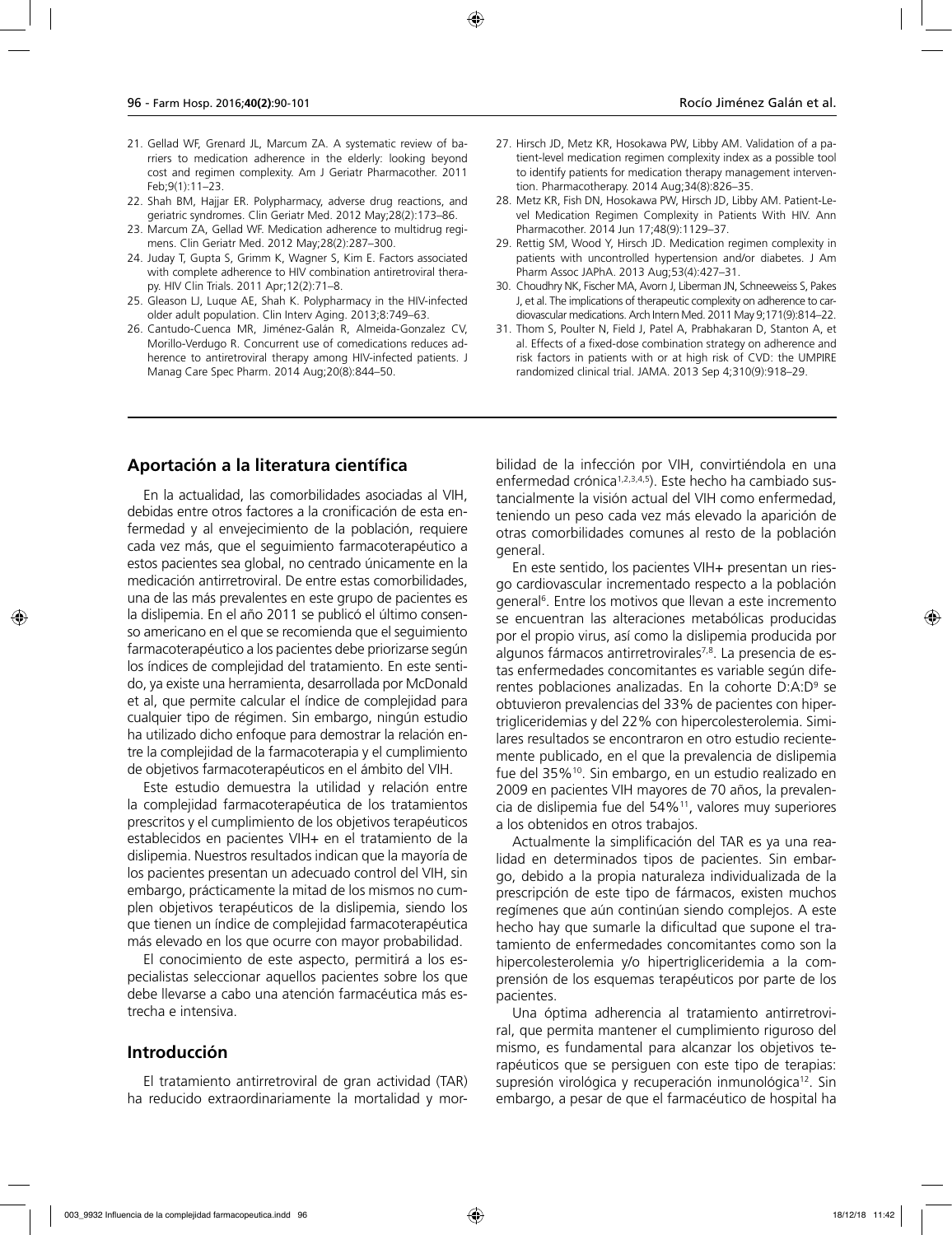21. Gellad WF, Grenard JL, Marcum ZA. A systematic review of barriers to medication adherence in the elderly: looking beyond cost and regimen complexity. Am J Geriatr Pharmacother. 2011 Feb;9(1):11–23.
22. Shah BM, Hajjar ER. Polypharmacy, adverse drug reactions, and geriatric syndromes. Clin Geriatr Med. 2012 May;28(2):173–86.
23. Marcum ZA, Gellad WF. Medication adherence to multidrug regimens. Clin Geriatr Med. 2012 May;28(2):287–300.
24. Juday T, Gupta S, Grimm K, Wagner S, Kim E. Factors associated with complete adherence to HIV combination antiretroviral therapy. HIV Clin Trials. 2011 Apr;12(2):71–8.
25. Gleason LJ, Luque AE, Shah K. Polypharmacy in the HIV-infected older adult population. Clin Interv Aging. 2013;8:749–63.
26. Cantudo-Cuenca MR, Jiménez-Galán R, Almeida-Gonzalez CV, Morillo-Verdugo R. Concurrent use of comedications reduces adherence to antiretroviral therapy among HIV-infected patients. J Manag Care Spec Pharm. 2014 Aug;20(8):844–50.
27. Hirsch JD, Metz KR, Hosokawa PW, Libby AM. Validation of a patient-level medication regimen complexity index as a possible tool to identify patients for medication therapy management intervention. Pharmacotherapy. 2014 Aug;34(8):826–35.
28. Metz KR, Fish DN, Hosokawa PW, Hirsch JD, Libby AM. Patient-Level Medication Regimen Complexity in Patients With HIV. Ann Pharmacother. 2014 Jun 17;48(9):1129–37.
29. Rettig SM, Wood Y, Hirsch JD. Medication regimen complexity in patients with uncontrolled hypertension and/or diabetes. J Am Pharm Assoc JAPhA. 2013 Aug;53(4):427–31.
30. Choudhry NK, Fischer MA, Avorn J, Liberman JN, Schneeweiss S, Pakes J, et al. The implications of therapeutic complexity on adherence to cardiovascular medications. Arch Intern Med. 2011 May 9;171(9):814–22.
31. Thom S, Poulter N, Field J, Patel A, Prabhakaran D, Stanton A, et al. Effects of a fixed-dose combination strategy on adherence and risk factors in patients with or at high risk of CVD: the UMPIRE randomized clinical trial. JAMA. 2013 Sep 4;310(9):918–29.

## Aportación a la literatura científica

En la actualidad, las comorbilidades asociadas al VIH, debidas entre otros factores a la cronificación de esta enfermedad y al envejecimiento de la población, requiere cada vez más, que el seguimiento farmacoterapéutico a estos pacientes sea global, no centrado únicamente en la medicación antirretroviral. De entre estas comorbilidades, una de las más prevalentes en este grupo de pacientes es la dislipemia. En el año 2011 se publicó el último consenso americano en el que se recomienda que el seguimiento farmacoterapéutico a los pacientes debe priorizarse según los índices de complejidad del tratamiento. En este sentido, ya existe una herramienta, desarrollada por McDonald et al, que permite calcular el índice de complejidad para cualquier tipo de régimen. Sin embargo, ningún estudio ha utilizado dicho enfoque para demostrar la relación entre la complejidad de la farmacoterapia y el cumplimiento de objetivos farmacoterapéuticos en el ámbito del VIH.

Este estudio demuestra la utilidad y relación entre la complejidad farmacoterapéutica de los tratamientos prescritos y el cumplimiento de los objetivos terapéuticos establecidos en pacientes VIH+ en el tratamiento de la dislipemia. Nuestros resultados indican que la mayoría de los pacientes presentan un adecuado control del VIH, sin embargo, prácticamente la mitad de los mismos no cumplen objetivos terapéuticos de la dislipemia, siendo los que tienen un índice de complejidad farmacoterapéutica más elevado en los que ocurre con mayor probabilidad.

El conocimiento de este aspecto, permitirá a los especialistas seleccionar aquellos pacientes sobre los que debe llevarse a cabo una atención farmacéutica más estrecha e intensiva.

## Introducción

El tratamiento antirretroviral de gran actividad (TAR) ha reducido extraordinariamente la mortalidad y morbilidad de la infección por VIH, convirtiéndola en una enfermedad crónica[1,2,3,4,5]). Este hecho ha cambiado sustancialmente la visión actual del VIH como enfermedad, teniendo un peso cada vez más elevado la aparición de otras comorbilidades comunes al resto de la población general.

En este sentido, los pacientes VIH+ presentan un riesgo cardiovascular incrementado respecto a la población general[6]. Entre los motivos que llevan a este incremento se encuentran las alteraciones metabólicas producidas por el propio virus, así como la dislipemia producida por algunos fármacos antirretrovirales[7,8]. La presencia de estas enfermedades concomitantes es variable según diferentes poblaciones analizadas. En la cohorte D:A:D[9] se obtuvieron prevalencias del 33% de pacientes con hipertrigliceridemias y del 22% con hipercolesterolemia. Similares resultados se encontraron en otro estudio recientemente publicado, en el que la prevalencia de dislipemia fue del 35%[10]. Sin embargo, en un estudio realizado en 2009 en pacientes VIH mayores de 70 años, la prevalencia de dislipemia fue del 54%[11], valores muy superiores a los obtenidos en otros trabajos.

Actualmente la simplificación del TAR es ya una realidad en determinados tipos de pacientes. Sin embargo, debido a la propia naturaleza individualizada de la prescripción de este tipo de fármacos, existen muchos regímenes que aún continúan siendo complejos. A este hecho hay que sumarle la dificultad que supone el tratamiento de enfermedades concomitantes como son la hipercolesterolemia y/o hipertrigliceridemia a la comprensión de los esquemas terapéuticos por parte de los pacientes.

Una óptima adherencia al tratamiento antirretroviral, que permita mantener el cumplimiento riguroso del mismo, es fundamental para alcanzar los objetivos terapéuticos que se persiguen con este tipo de terapias: supresión virológica y recuperación inmunológica[12]. Sin embargo, a pesar de que el farmacéutico de hospital ha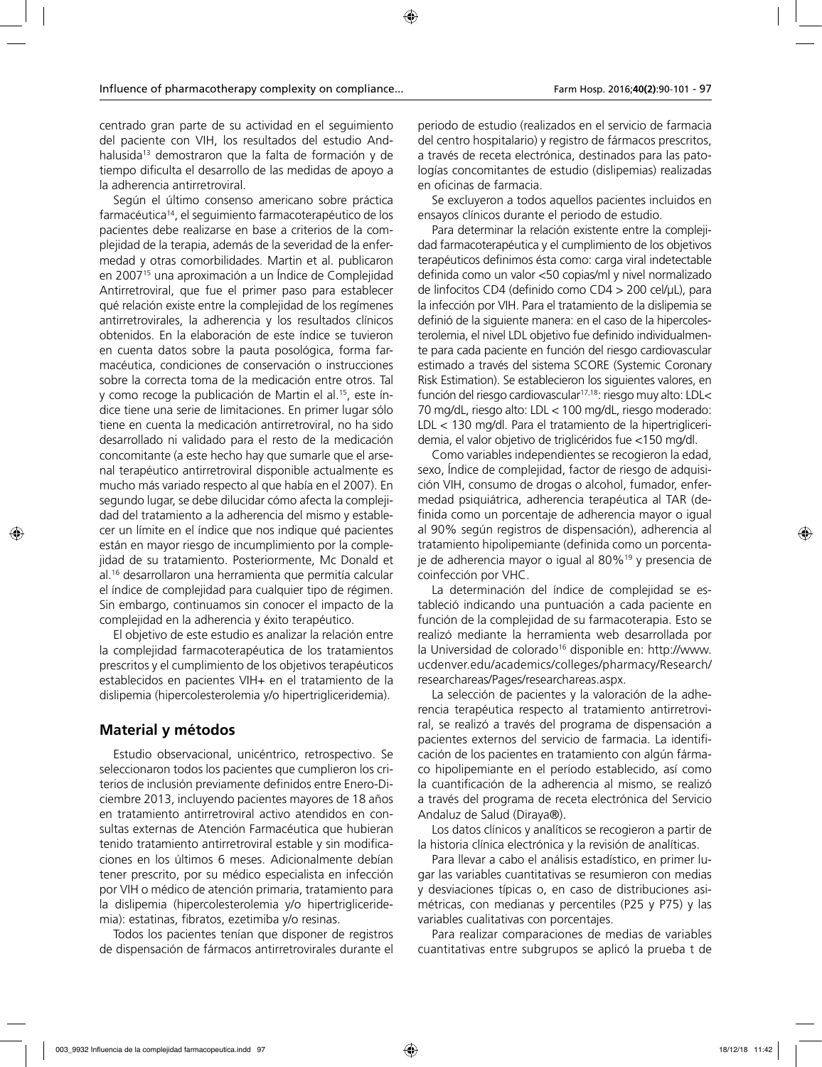centrado gran parte de su actividad en el seguimiento del paciente con VIH, los resultados del estudio Andhalusida[13] demostraron que la falta de formación y de tiempo dificulta el desarrollo de las medidas de apoyo a la adherencia antirretroviral.

Según el último consenso americano sobre práctica farmacéutica[14], el seguimiento farmacoterapéutico de los pacientes debe realizarse en base a criterios de la complejidad de la terapia, además de la severidad de la enfermedad y otras comorbilidades. Martin et al. publicaron en 2007[15] una aproximación a un Índice de Complejidad Antirretroviral, que fue el primer paso para establecer qué relación existe entre la complejidad de los regímenes antirretrovirales, la adherencia y los resultados clínicos obtenidos. En la elaboración de este índice se tuvieron en cuenta datos sobre la pauta posológica, forma farmacéutica, condiciones de conservación o instrucciones sobre la correcta toma de la medicación entre otros. Tal y como recoge la publicación de Martin el al.[15], este índice tiene una serie de limitaciones. En primer lugar sólo tiene en cuenta la medicación antirretroviral, no ha sido desarrollado ni validado para el resto de la medicación concomitante (a este hecho hay que sumarle que el arsenal terapéutico antirretroviral disponible actualmente es mucho más variado respecto al que había en el 2007). En segundo lugar, se debe dilucidar cómo afecta la complejidad del tratamiento a la adherencia del mismo y establecer un límite en el índice que nos indique qué pacientes están en mayor riesgo de incumplimiento por la complejidad de su tratamiento. Posteriormente, Mc Donald et al.[16] desarrollaron una herramienta que permitía calcular el índice de complejidad para cualquier tipo de régimen. Sin embargo, continuamos sin conocer el impacto de la complejidad en la adherencia y éxito terapéutico.

El objetivo de este estudio es analizar la relación entre la complejidad farmacoterapéutica de los tratamientos prescritos y el cumplimiento de los objetivos terapéuticos establecidos en pacientes VIH+ en el tratamiento de la dislipemia (hipercolesterolemia y/o hipertrigliceridemia).

## Material y métodos

Estudio observacional, unicéntrico, retrospectivo. Se seleccionaron todos los pacientes que cumplieron los criterios de inclusión previamente definidos entre Enero-Diciembre 2013, incluyendo pacientes mayores de 18 años en tratamiento antirretroviral activo atendidos en consultas externas de Atención Farmacéutica que hubieran tenido tratamiento antirretroviral estable y sin modificaciones en los últimos 6 meses. Adicionalmente debían tener prescrito, por su médico especialista en infección por VIH o médico de atención primaria, tratamiento para la dislipemia (hipercolesterolemia y/o hipertrigliceridemia): estatinas, fibratos, ezetimiba y/o resinas.

Todos los pacientes tenían que disponer de registros de dispensación de fármacos antirretrovirales durante el periodo de estudio (realizados en el servicio de farmacia del centro hospitalario) y registro de fármacos prescritos, a través de receta electrónica, destinados para las patologías concomitantes de estudio (dislipemias) realizadas en oficinas de farmacia.

Se excluyeron a todos aquellos pacientes incluidos en ensayos clínicos durante el periodo de estudio.

Para determinar la relación existente entre la complejidad farmacoterapéutica y el cumplimiento de los objetivos terapéuticos definimos ésta como: carga viral indetectable definida como un valor <50 copias/ml y nivel normalizado de linfocitos CD4 (definido como CD4 > 200 cel/µL), para la infección por VIH. Para el tratamiento de la dislipemia se definió de la siguiente manera: en el caso de la hipercolesterolemia, el nivel LDL objetivo fue definido individualmente para cada paciente en función del riesgo cardiovascular estimado a través del sistema SCORE (Systemic Coronary Risk Estimation). Se establecieron los siguientes valores, en función del riesgo cardiovascular[17,18]: riesgo muy alto: LDL< 70 mg/dL, riesgo alto: LDL < 100 mg/dL, riesgo moderado: LDL < 130 mg/dl. Para el tratamiento de la hipertrigliceridemia, el valor objetivo de triglicéridos fue <150 mg/dl.

Como variables independientes se recogieron la edad, sexo, Índice de complejidad, factor de riesgo de adquisición VIH, consumo de drogas o alcohol, fumador, enfermedad psiquiátrica, adherencia terapéutica al TAR (definida como un porcentaje de adherencia mayor o igual al 90% según registros de dispensación), adherencia al tratamiento hipolipemiante (definida como un porcentaje de adherencia mayor o igual al 80%[19] y presencia de coinfección por VHC.

La determinación del índice de complejidad se estableció indicando una puntuación a cada paciente en función de la complejidad de su farmacoterapia. Esto se realizó mediante la herramienta web desarrollada por la Universidad de colorado[16] disponible en: http://www.ucdenver.edu/academics/colleges/pharmacy/Research/researchareas/Pages/researchareas.aspx.

La selección de pacientes y la valoración de la adherencia terapéutica respecto al tratamiento antirretroviral, se realizó a través del programa de dispensación a pacientes externos del servicio de farmacia. La identificación de los pacientes en tratamiento con algún fármaco hipolipemiante en el período establecido, así como la cuantificación de la adherencia al mismo, se realizó a través del programa de receta electrónica del Servicio Andaluz de Salud (Diraya®).

Los datos clínicos y analíticos se recogieron a partir de la historia clínica electrónica y la revisión de analíticas.

Para llevar a cabo el análisis estadístico, en primer lugar las variables cuantitativas se resumieron con medias y desviaciones típicas o, en caso de distribuciones asimétricas, con medianas y percentiles (P25 y P75) y las variables cualitativas con porcentajes.

Para realizar comparaciones de medias de variables cuantitativas entre subgrupos se aplicó la prueba t de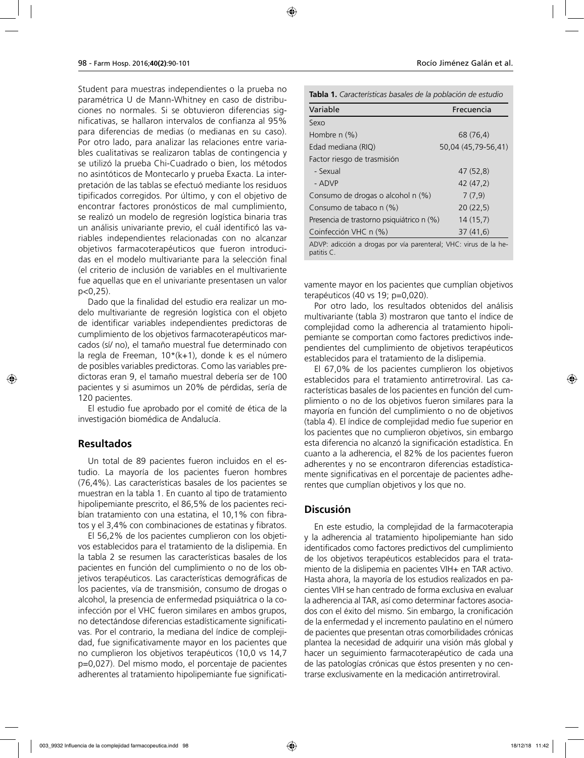Student para muestras independientes o la prueba no paramétrica U de Mann-Whitney en caso de distribuciones no normales. Si se obtuvieron diferencias significativas, se hallaron intervalos de confianza al 95% para diferencias de medias (o medianas en su caso). Por otro lado, para analizar las relaciones entre variables cualitativas se realizaron tablas de contingencia y se utilizó la prueba Chi-Cuadrado o bien, los métodos no asintóticos de Montecarlo y prueba Exacta. La interpretación de las tablas se efectuó mediante los residuos tipificados corregidos. Por último, y con el objetivo de encontrar factores pronósticos de mal cumplimiento, se realizó un modelo de regresión logística binaria tras un análisis univariante previo, el cuál identificó las variables independientes relacionadas con no alcanzar objetivos farmacoterapéuticos que fueron introducidas en el modelo multivariante para la selección final (el criterio de inclusión de variables en el multivariente fue aquellas que en el univariante presentasen un valor p<0,25).

Dado que la finalidad del estudio era realizar un modelo multivariante de regresión logística con el objeto de identificar variables independientes predictoras de cumplimiento de los objetivos farmacoterapéuticos marcados (sí/ no), el tamaño muestral fue determinado con la regla de Freeman, 10*(k+1), donde k es el número de posibles variables predictoras. Como las variables predictoras eran 9, el tamaño muestral debería ser de 100 pacientes y si asumimos un 20% de pérdidas, sería de 120 pacientes.

El estudio fue aprobado por el comité de ética de la investigación biomédica de Andalucía.

## Resultados

Un total de 89 pacientes fueron incluidos en el estudio. La mayoría de los pacientes fueron hombres (76,4%). Las características basales de los pacientes se muestran en la tabla 1. En cuanto al tipo de tratamiento hipolipemiante prescrito, el 86,5% de los pacientes recibían tratamiento con una estatina, el 10,1% con fibratos y el 3,4% con combinaciones de estatinas y fibratos.

**Tabla 1.** *Características basales de la población de estudio*

| Variable | Frecuencia |
|---|---|
| Sexo | |
| Hombre n (%) | 68 (76,4) |
| Edad mediana (RIQ) | 50,04 (45,79-56,41) |
| Factor riesgo de trasmisión | |
| - Sexual | 47 (52,8) |
| - ADVP | 42 (47,2) |
| Consumo de drogas o alcohol n (%) | 7 (7,9) |
| Consumo de tabaco n (%) | 20 (22,5) |
| Presencia de trastorno psiquiátrico n (%) | 14 (15,7) |
| Coinfección VHC n (%) | 37 (41,6) |

ADVP: adicción a drogas por vía parenteral; VHC: virus de la hepatitis C.

El 56,2% de los pacientes cumplieron con los objetivos establecidos para el tratamiento de la dislipemia. En la tabla 2 se resumen las características basales de los pacientes en función del cumplimiento o no de los objetivos terapéuticos. Las características demográficas de los pacientes, vía de transmisión, consumo de drogas o alcohol, la presencia de enfermedad psiquiátrica o la coinfección por el VHC fueron similares en ambos grupos, no detectándose diferencias estadísticamente significativas. Por el contrario, la mediana del índice de complejidad, fue significativamente mayor en los pacientes que no cumplieron los objetivos terapéuticos (10,0 vs 14,7 p=0,027). Del mismo modo, el porcentaje de pacientes adherentes al tratamiento hipolipemiante fue significativamente mayor en los pacientes que cumplían objetivos terapéuticos (40 vs 19; p=0,020).

Por otro lado, los resultados obtenidos del análisis multivariante (tabla 3) mostraron que tanto el índice de complejidad como la adherencia al tratamiento hipolipemiante se comportan como factores predictivos independientes del cumplimiento de objetivos terapéuticos establecidos para el tratamiento de la dislipemia.

El 67,0% de los pacientes cumplieron los objetivos establecidos para el tratamiento antirretroviral. Las características basales de los pacientes en función del cumplimiento o no de los objetivos fueron similares para la mayoría en función del cumplimiento o no de objetivos (tabla 4). El índice de complejidad medio fue superior en los pacientes que no cumplieron objetivos, sin embargo esta diferencia no alcanzó la significación estadística. En cuanto a la adherencia, el 82% de los pacientes fueron adherentes y no se encontraron diferencias estadísticamente significativas en el porcentaje de pacientes adherentes que cumplían objetivos y los que no.

## Discusión

En este estudio, la complejidad de la farmacoterapia y la adherencia al tratamiento hipolipemiante han sido identificados como factores predictivos del cumplimiento de los objetivos terapéuticos establecidos para el tratamiento de la dislipemia en pacientes VIH+ en TAR activo. Hasta ahora, la mayoría de los estudios realizados en pacientes VIH se han centrado de forma exclusiva en evaluar la adherencia al TAR, así como determinar factores asociados con el éxito del mismo. Sin embargo, la cronificación de la enfermedad y el incremento paulatino en el número de pacientes que presentan otras comorbilidades crónicas plantea la necesidad de adquirir una visión más global y hacer un seguimiento farmacoterapéutico de cada una de las patologías crónicas que éstos presenten y no centrarse exclusivamente en la medicación antirretroviral.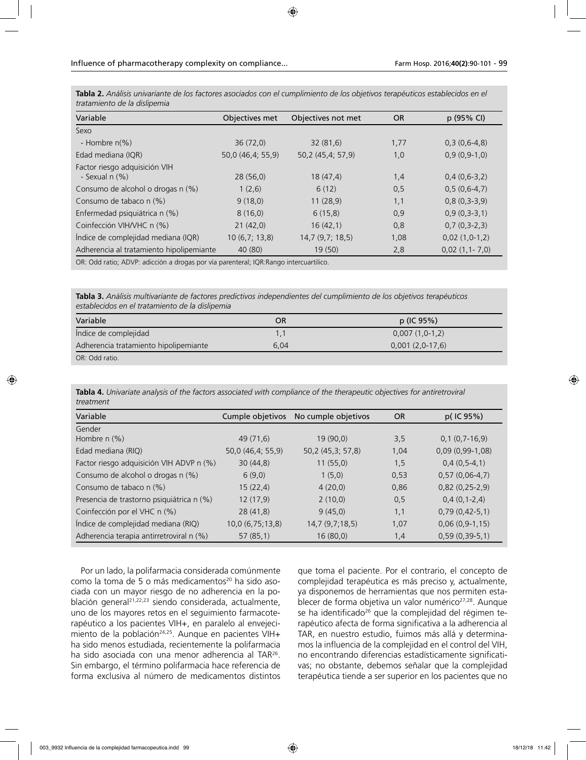**Tabla 2.** *Análisis univariante de los factores asociados con el cumplimiento de los objetivos terapéuticos establecidos en el tratamiento de la dislipemia*

| Variable | Objectives met | Objectives not met | OR | p (95% CI) |
|---|---|---|---|---|
| Sexo | | | | |
| - Hombre n(%) | 36 (72,0) | 32 (81,6) | 1,77 | 0,3 (0,6-4,8) |
| Edad mediana (IQR) | 50,0 (46,4; 55,9) | 50,2 (45,4; 57,9) | 1,0 | 0,9 (0,9-1,0) |
| Factor riesgo adquisición VIH - Sexual n (%) | 28 (56,0) | 18 (47,4) | 1,4 | 0,4 (0,6-3,2) |
| Consumo de alcohol o drogas n (%) | 1 (2,6) | 6 (12) | 0,5 | 0,5 (0,6-4,7) |
| Consumo de tabaco n (%) | 9 (18,0) | 11 (28,9) | 1,1 | 0,8 (0,3-3,9) |
| Enfermedad psiquiátrica n (%) | 8 (16,0) | 6 (15,8) | 0,9 | 0,9 (0,3-3,1) |
| Coinfección VIH/VHC n (%) | 21 (42,0) | 16 (42,1) | 0,8 | 0,7 (0,3-2,3) |
| Índice de complejidad mediana (IQR) | 10 (6,7; 13,8) | 14,7 (9,7; 18,5) | 1,08 | 0,02 (1,0-1,2) |
| Adherencia al tratamiento hipolipemiante | 40 (80) | 19 (50) | 2,8 | 0,02 (1,1- 7,0) |

OR: Odd ratio; ADVP: adicción a drogas por vía parenteral; IQR:Rango intercuartílico.

**Tabla 3.** *Análisis multivariante de factores predictivos independientes del cumplimiento de los objetivos terapéuticos establecidos en el tratamiento de la dislipemia*

| Variable | OR | p (IC 95%) |
|---|---|---|
| Índice de complejidad | 1,1 | 0,007 (1,0-1,2) |
| Adherencia tratamiento hipolipemiante | 6,04 | 0,001 (2,0-17,6) |

OR: Odd ratio.

**Tabla 4.** *Univariate analysis of the factors associated with compliance of the therapeutic objectives for antiretroviral treatment*

| Variable | Cumple objetivos | No cumple objetivos | OR | p( IC 95%) |
|---|---|---|---|---|
| Gender | | | | |
| Hombre n (%) | 49 (71,6) | 19 (90,0) | 3,5 | 0,1 (0,7-16,9) |
| Edad mediana (RIQ) | 50,0 (46,4; 55,9) | 50,2 (45,3; 57,8) | 1,04 | 0,09 (0,99-1,08) |
| Factor riesgo adquisición VIH ADVP n (%) | 30 (44,8) | 11 (55,0) | 1,5 | 0,4 (0,5-4,1) |
| Consumo de alcohol o drogas n (%) | 6 (9,0) | 1 (5,0) | 0,53 | 0,57 (0,06-4,7) |
| Consumo de tabaco n (%) | 15 (22,4) | 4 (20,0) | 0,86 | 0,82 (0,25-2,9) |
| Presencia de trastorno psiquiátrica n (%) | 12 (17,9) | 2 (10,0) | 0,5 | 0,4 (0,1-2,4) |
| Coinfección por el VHC n (%) | 28 (41,8) | 9 (45,0) | 1,1 | 0,79 (0,42-5,1) |
| Índice de complejidad mediana (RIQ) | 10,0 (6,75;13,8) | 14,7 (9,7;18,5) | 1,07 | 0,06 (0,9-1,15) |
| Adherencia terapia antirretroviral n (%) | 57 (85,1) | 16 (80,0) | 1,4 | 0,59 (0,39-5,1) |

Por un lado, la polifarmacia considerada comúnmente como la toma de 5 o más medicamentos[20] ha sido asociada con un mayor riesgo de no adherencia en la población general[21,22,23] siendo considerada, actualmente, uno de los mayores retos en el seguimiento farmacoterapéutico a los pacientes VIH+, en paralelo al envejecimiento de la población[24,25]. Aunque en pacientes VIH+ ha sido menos estudiada, recientemente la polifarmacia ha sido asociada con una menor adherencia al TAR[26]. Sin embargo, el término polifarmacia hace referencia de forma exclusiva al número de medicamentos distintos que toma el paciente. Por el contrario, el concepto de complejidad terapéutica es más preciso y, actualmente, ya disponemos de herramientas que nos permiten establecer de forma objetiva un valor numérico[27,28]. Aunque se ha identificado[26] que la complejidad del régimen terapéutico afecta de forma significativa a la adherencia al TAR, en nuestro estudio, fuimos más allá y determinamos la influencia de la complejidad en el control del VIH, no encontrando diferencias estadísticamente significativas; no obstante, debemos señalar que la complejidad terapéutica tiende a ser superior en los pacientes que no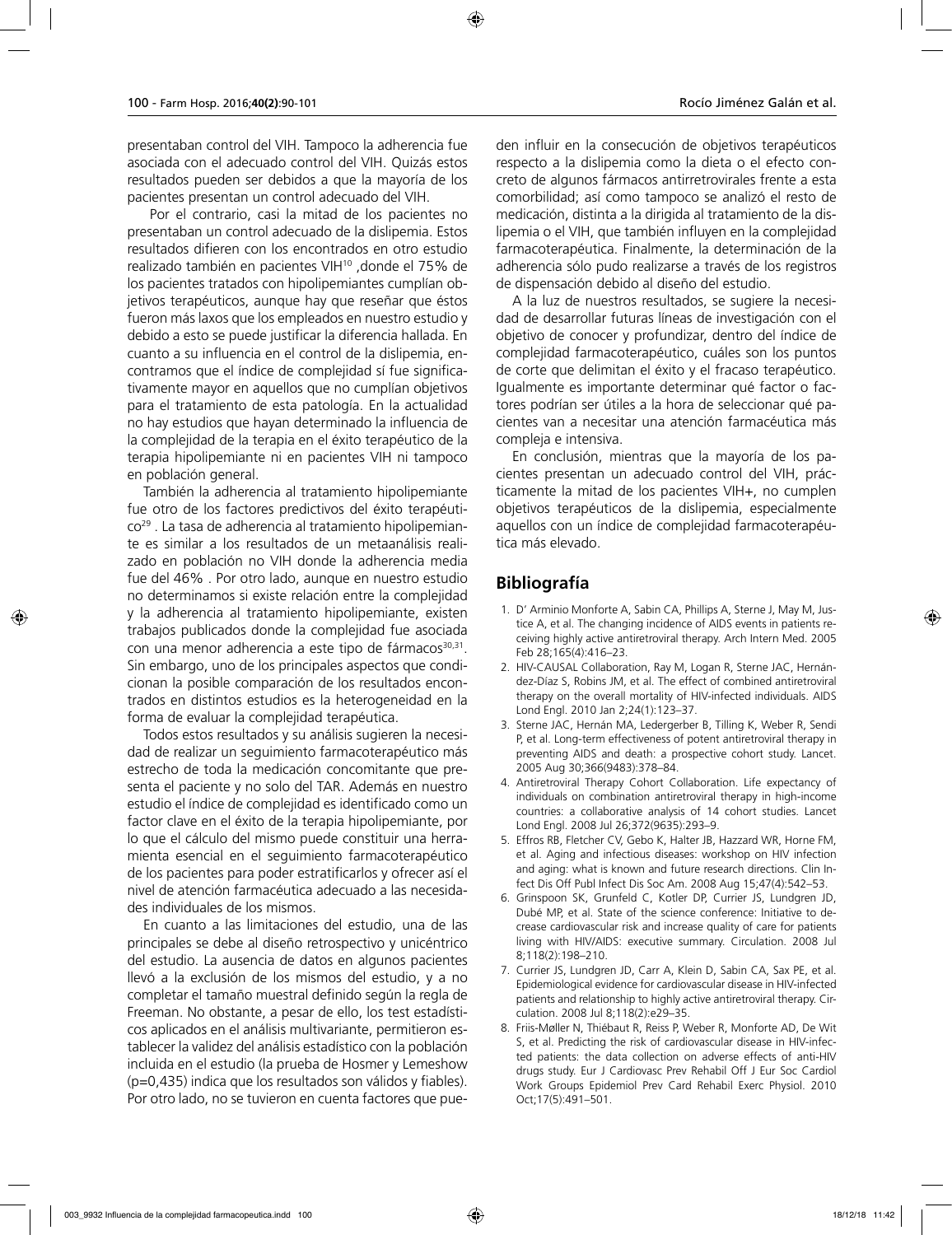presentaban control del VIH. Tampoco la adherencia fue asociada con el adecuado control del VIH. Quizás estos resultados pueden ser debidos a que la mayoría de los pacientes presentan un control adecuado del VIH.

Por el contrario, casi la mitad de los pacientes no presentaban un control adecuado de la dislipemia. Estos resultados difieren con los encontrados en otro estudio realizado también en pacientes VIH[10] ,donde el 75% de los pacientes tratados con hipolipemiantes cumplían objetivos terapéuticos, aunque hay que reseñar que éstos fueron más laxos que los empleados en nuestro estudio y debido a esto se puede justificar la diferencia hallada. En cuanto a su influencia en el control de la dislipemia, encontramos que el índice de complejidad sí fue significativamente mayor en aquellos que no cumplían objetivos para el tratamiento de esta patología. En la actualidad no hay estudios que hayan determinado la influencia de la complejidad de la terapia en el éxito terapéutico de la terapia hipolipemiante ni en pacientes VIH ni tampoco en población general.

También la adherencia al tratamiento hipolipemiante fue otro de los factores predictivos del éxito terapéutico[29] . La tasa de adherencia al tratamiento hipolipemiante es similar a los resultados de un metaanálisis realizado en población no VIH donde la adherencia media fue del 46% . Por otro lado, aunque en nuestro estudio no determinamos si existe relación entre la complejidad y la adherencia al tratamiento hipolipemiante, existen trabajos publicados donde la complejidad fue asociada con una menor adherencia a este tipo de fármacos[30,31]. Sin embargo, uno de los principales aspectos que condicionan la posible comparación de los resultados encontrados en distintos estudios es la heterogeneidad en la forma de evaluar la complejidad terapéutica.

Todos estos resultados y su análisis sugieren la necesidad de realizar un seguimiento farmacoterapéutico más estrecho de toda la medicación concomitante que presenta el paciente y no solo del TAR. Además en nuestro estudio el índice de complejidad es identificado como un factor clave en el éxito de la terapia hipolipemiante, por lo que el cálculo del mismo puede constituir una herramienta esencial en el seguimiento farmacoterapéutico de los pacientes para poder estratificarlos y ofrecer así el nivel de atención farmacéutica adecuado a las necesidades individuales de los mismos.

En cuanto a las limitaciones del estudio, una de las principales se debe al diseño retrospectivo y unicéntrico del estudio. La ausencia de datos en algunos pacientes llevó a la exclusión de los mismos del estudio, y a no completar el tamaño muestral definido según la regla de Freeman. No obstante, a pesar de ello, los test estadísticos aplicados en el análisis multivariante, permitieron establecer la validez del análisis estadístico con la población incluida en el estudio (la prueba de Hosmer y Lemeshow (p=0,435) indica que los resultados son válidos y fiables). Por otro lado, no se tuvieron en cuenta factores que pueden influir en la consecución de objetivos terapéuticos respecto a la dislipemia como la dieta o el efecto concreto de algunos fármacos antirretrovirales frente a esta comorbilidad; así como tampoco se analizó el resto de medicación, distinta a la dirigida al tratamiento de la dislipemia o el VIH, que también influyen en la complejidad farmacoterapéutica. Finalmente, la determinación de la adherencia sólo pudo realizarse a través de los registros de dispensación debido al diseño del estudio.

A la luz de nuestros resultados, se sugiere la necesidad de desarrollar futuras líneas de investigación con el objetivo de conocer y profundizar, dentro del índice de complejidad farmacoterapéutico, cuáles son los puntos de corte que delimitan el éxito y el fracaso terapéutico. Igualmente es importante determinar qué factor o factores podrían ser útiles a la hora de seleccionar qué pacientes van a necesitar una atención farmacéutica más compleja e intensiva.

En conclusión, mientras que la mayoría de los pacientes presentan un adecuado control del VIH, prácticamente la mitad de los pacientes VIH+, no cumplen objetivos terapéuticos de la dislipemia, especialmente aquellos con un índice de complejidad farmacoterapéutica más elevado.

## Bibliografía

1. D' Arminio Monforte A, Sabin CA, Phillips A, Sterne J, May M, Justice A, et al. The changing incidence of AIDS events in patients receiving highly active antiretroviral therapy. Arch Intern Med. 2005 Feb 28;165(4):416–23.
2. HIV-CAUSAL Collaboration, Ray M, Logan R, Sterne JAC, Hernández-Díaz S, Robins JM, et al. The effect of combined antiretroviral therapy on the overall mortality of HIV-infected individuals. AIDS Lond Engl. 2010 Jan 2;24(1):123–37.
3. Sterne JAC, Hernán MA, Ledergerber B, Tilling K, Weber R, Sendi P, et al. Long-term effectiveness of potent antiretroviral therapy in preventing AIDS and death: a prospective cohort study. Lancet. 2005 Aug 30;366(9483):378–84.
4. Antiretroviral Therapy Cohort Collaboration. Life expectancy of individuals on combination antiretroviral therapy in high-income countries: a collaborative analysis of 14 cohort studies. Lancet Lond Engl. 2008 Jul 26;372(9635):293–9.
5. Effros RB, Fletcher CV, Gebo K, Halter JB, Hazzard WR, Horne FM, et al. Aging and infectious diseases: workshop on HIV infection and aging: what is known and future research directions. Clin Infect Dis Off Publ Infect Dis Soc Am. 2008 Aug 15;47(4):542–53.
6. Grinspoon SK, Grunfeld C, Kotler DP, Currier JS, Lundgren JD, Dubé MP, et al. State of the science conference: Initiative to decrease cardiovascular risk and increase quality of care for patients living with HIV/AIDS: executive summary. Circulation. 2008 Jul 8;118(2):198–210.
7. Currier JS, Lundgren JD, Carr A, Klein D, Sabin CA, Sax PE, et al. Epidemiological evidence for cardiovascular disease in HIV-infected patients and relationship to highly active antiretroviral therapy. Circulation. 2008 Jul 8;118(2):e29–35.
8. Friis-Møller N, Thiébaut R, Reiss P, Weber R, Monforte AD, De Wit S, et al. Predicting the risk of cardiovascular disease in HIV-infected patients: the data collection on adverse effects of anti-HIV drugs study. Eur J Cardiovasc Prev Rehabil Off J Eur Soc Cardiol Work Groups Epidemiol Prev Card Rehabil Exerc Physiol. 2010 Oct;17(5):491–501.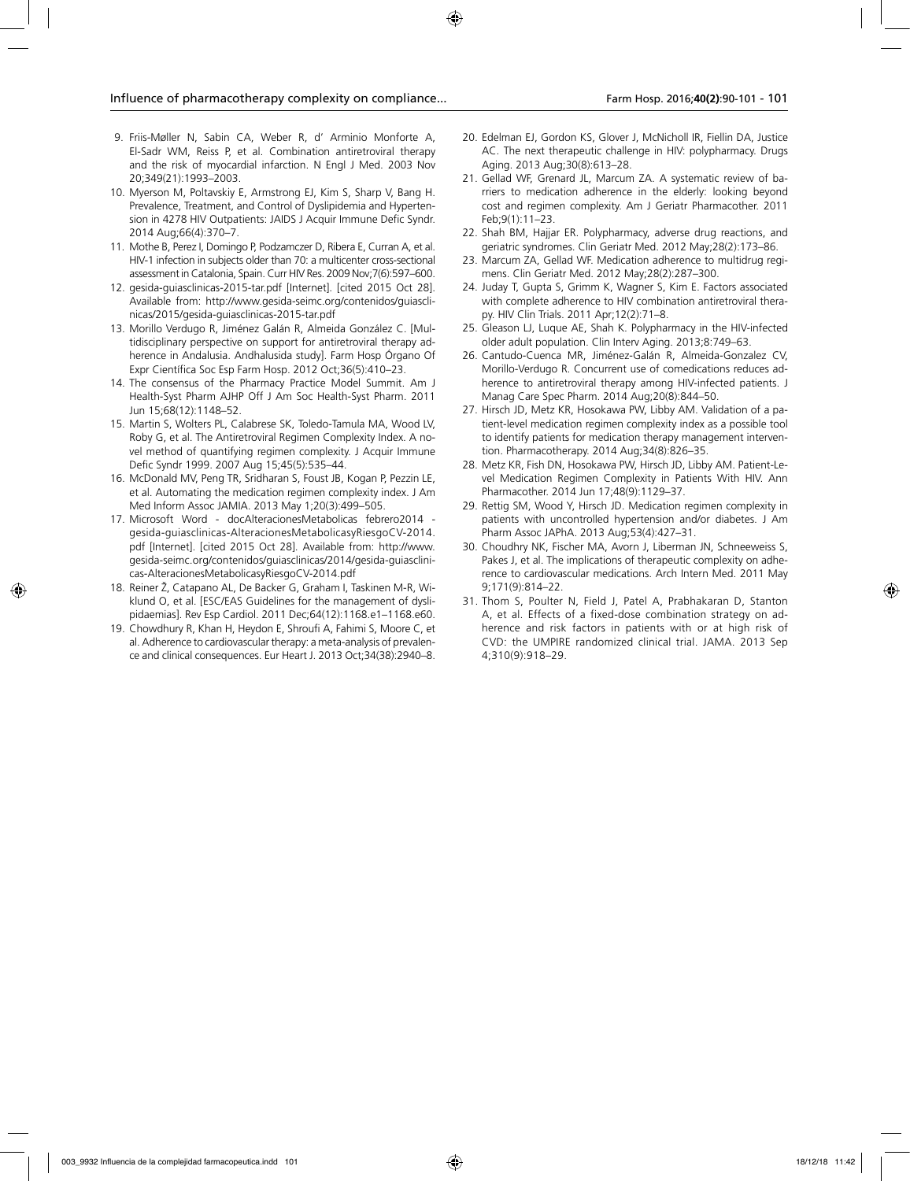9. Friis-Møller N, Sabin CA, Weber R, d' Arminio Monforte A, El-Sadr WM, Reiss P, et al. Combination antiretroviral therapy and the risk of myocardial infarction. N Engl J Med. 2003 Nov 20;349(21):1993–2003.
10. Myerson M, Poltavskiy E, Armstrong EJ, Kim S, Sharp V, Bang H. Prevalence, Treatment, and Control of Dyslipidemia and Hypertension in 4278 HIV Outpatients: JAIDS J Acquir Immune Defic Syndr. 2014 Aug;66(4):370–7.
11. Mothe B, Perez I, Domingo P, Podzamczer D, Ribera E, Curran A, et al. HIV-1 infection in subjects older than 70: a multicenter cross-sectional assessment in Catalonia, Spain. Curr HIV Res. 2009 Nov;7(6):597–600.
12. gesida-guiasclinicas-2015-tar.pdf [Internet]. [cited 2015 Oct 28]. Available from: http://www.gesida-seimc.org/contenidos/guiasclinicas/2015/gesida-guiasclinicas-2015-tar.pdf
13. Morillo Verdugo R, Jiménez Galán R, Almeida González C. [Multidisciplinary perspective on support for antiretroviral therapy adherence in Andalusia. Andhalusida study]. Farm Hosp Órgano Of Expr Científica Soc Esp Farm Hosp. 2012 Oct;36(5):410–23.
14. The consensus of the Pharmacy Practice Model Summit. Am J Health-Syst Pharm AJHP Off J Am Soc Health-Syst Pharm. 2011 Jun 15;68(12):1148–52.
15. Martin S, Wolters PL, Calabrese SK, Toledo-Tamula MA, Wood LV, Roby G, et al. The Antiretroviral Regimen Complexity Index. A novel method of quantifying regimen complexity. J Acquir Immune Defic Syndr 1999. 2007 Aug 15;45(5):535–44.
16. McDonald MV, Peng TR, Sridharan S, Foust JB, Kogan P, Pezzin LE, et al. Automating the medication regimen complexity index. J Am Med Inform Assoc JAMIA. 2013 May 1;20(3):499–505.
17. Microsoft Word - docAlteracionesMetabolicas febrero2014 - gesida-guiasclinicas-AlteracionesMetabolicasyRiesgoCV-2014.pdf [Internet]. [cited 2015 Oct 28]. Available from: http://www.gesida-seimc.org/contenidos/guiasclinicas/2014/gesida-guiasclinicas-AlteracionesMetabolicasyRiesgoCV-2014.pdf
18. Reiner Ž, Catapano AL, De Backer G, Graham I, Taskinen M-R, Wiklund O, et al. [ESC/EAS Guidelines for the management of dyslipidaemias]. Rev Esp Cardiol. 2011 Dec;64(12):1168.e1–1168.e60.
19. Chowdhury R, Khan H, Heydon E, Shroufi A, Fahimi S, Moore C, et al. Adherence to cardiovascular therapy: a meta-analysis of prevalence and clinical consequences. Eur Heart J. 2013 Oct;34(38):2940–8.
20. Edelman EJ, Gordon KS, Glover J, McNicholl IR, Fiellin DA, Justice AC. The next therapeutic challenge in HIV: polypharmacy. Drugs Aging. 2013 Aug;30(8):613–28.
21. Gellad WF, Grenard JL, Marcum ZA. A systematic review of barriers to medication adherence in the elderly: looking beyond cost and regimen complexity. Am J Geriatr Pharmacother. 2011 Feb;9(1):11–23.
22. Shah BM, Hajjar ER. Polypharmacy, adverse drug reactions, and geriatric syndromes. Clin Geriatr Med. 2012 May;28(2):173–86.
23. Marcum ZA, Gellad WF. Medication adherence to multidrug regimens. Clin Geriatr Med. 2012 May;28(2):287–300.
24. Juday T, Gupta S, Grimm K, Wagner S, Kim E. Factors associated with complete adherence to HIV combination antiretroviral therapy. HIV Clin Trials. 2011 Apr;12(2):71–8.
25. Gleason LJ, Luque AE, Shah K. Polypharmacy in the HIV-infected older adult population. Clin Interv Aging. 2013;8:749–63.
26. Cantudo-Cuenca MR, Jiménez-Galán R, Almeida-Gonzalez CV, Morillo-Verdugo R. Concurrent use of comedications reduces adherence to antiretroviral therapy among HIV-infected patients. J Manag Care Spec Pharm. 2014 Aug;20(8):844–50.
27. Hirsch JD, Metz KR, Hosokawa PW, Libby AM. Validation of a patient-level medication regimen complexity index as a possible tool to identify patients for medication therapy management intervention. Pharmacotherapy. 2014 Aug;34(8):826–35.
28. Metz KR, Fish DN, Hosokawa PW, Hirsch JD, Libby AM. Patient-Level Medication Regimen Complexity in Patients With HIV. Ann Pharmacother. 2014 Jun 17;48(9):1129–37.
29. Rettig SM, Wood Y, Hirsch JD. Medication regimen complexity in patients with uncontrolled hypertension and/or diabetes. J Am Pharm Assoc JAPhA. 2013 Aug;53(4):427–31.
30. Choudhry NK, Fischer MA, Avorn J, Liberman JN, Schneeweiss S, Pakes J, et al. The implications of therapeutic complexity on adherence to cardiovascular medications. Arch Intern Med. 2011 May 9;171(9):814–22.
31. Thom S, Poulter N, Field J, Patel A, Prabhakaran D, Stanton A, et al. Effects of a fixed-dose combination strategy on adherence and risk factors in patients with or at high risk of CVD: the UMPIRE randomized clinical trial. JAMA. 2013 Sep 4;310(9):918–29.